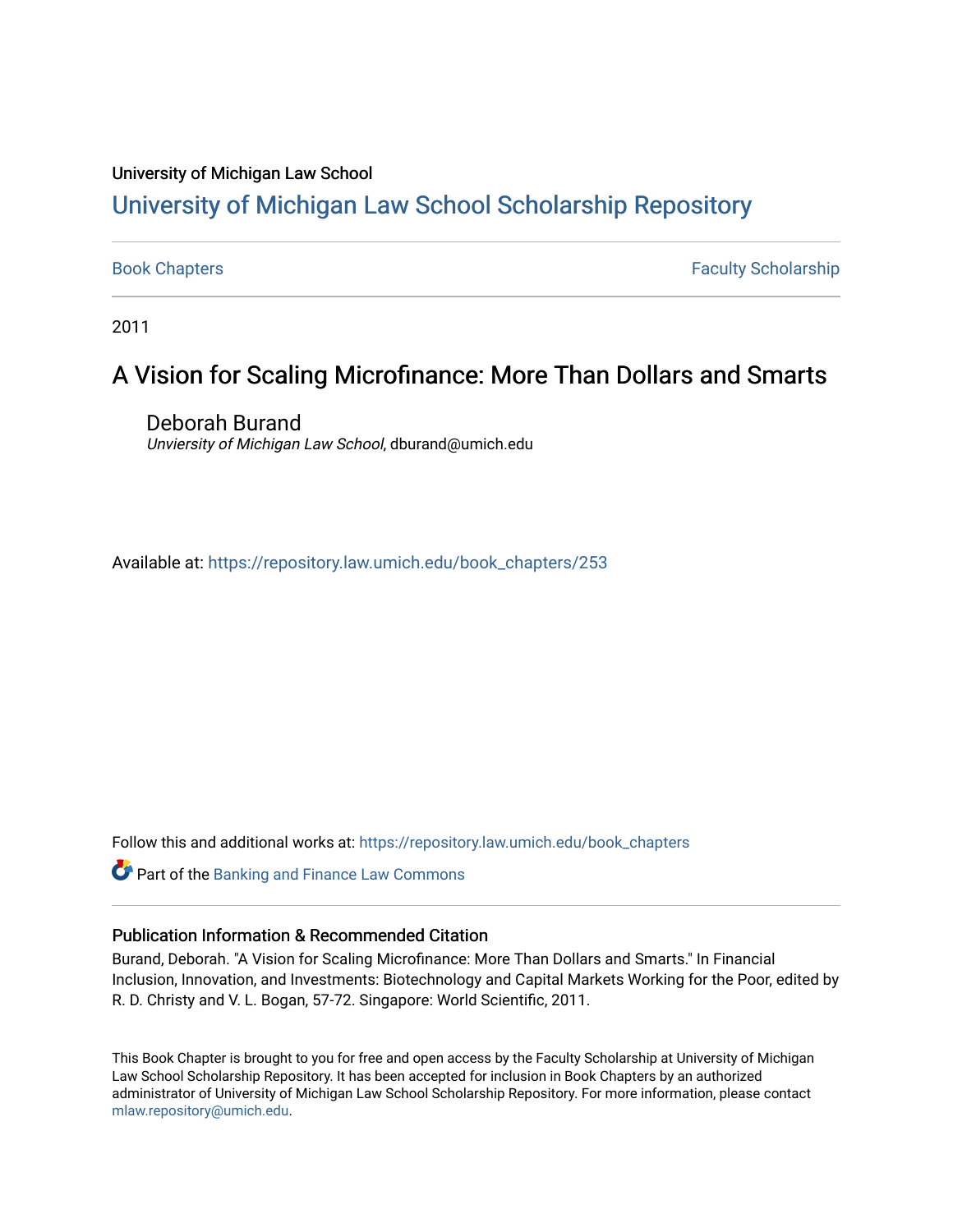University of Michigan Law School

# University of Michigan Law School Scholarship Repository

Book Chapters | Faculty Scholarship

2011

## A Vision for Scaling Microfinance: More Than Dollars and Smarts

Deborah Burand
*Unviersity of Michigan Law School*, dburand@umich.edu

Available at: https://repository.law.umich.edu/book_chapters/253

Follow this and additional works at: https://repository.law.umich.edu/book_chapters

Part of the Banking and Finance Law Commons

### Publication Information & Recommended Citation

Burand, Deborah. "A Vision for Scaling Microfinance: More Than Dollars and Smarts." In Financial Inclusion, Innovation, and Investments: Biotechnology and Capital Markets Working for the Poor, edited by R. D. Christy and V. L. Bogan, 57-72. Singapore: World Scientific, 2011.

This Book Chapter is brought to you for free and open access by the Faculty Scholarship at University of Michigan Law School Scholarship Repository. It has been accepted for inclusion in Book Chapters by an authorized administrator of University of Michigan Law School Scholarship Repository. For more information, please contact mlaw.repository@umich.edu.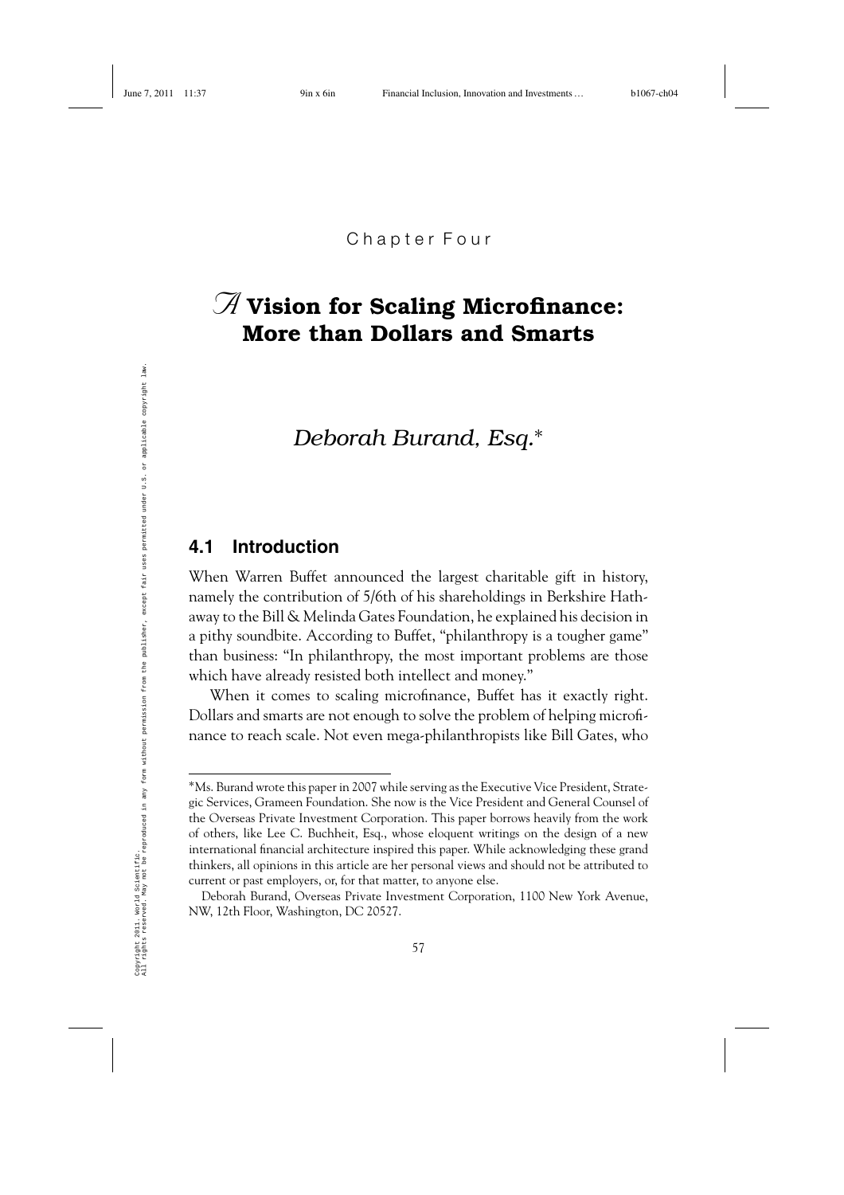Chapter Four

# A Vision for Scaling Microfinance: More than Dollars and Smarts

*Deborah Burand, Esq.*\*

## 4.1 Introduction

When Warren Buffet announced the largest charitable gift in history, namely the contribution of 5/6th of his shareholdings in Berkshire Hathaway to the Bill & Melinda Gates Foundation, he explained his decision in a pithy soundbite. According to Buffet, "philanthropy is a tougher game" than business: "In philanthropy, the most important problems are those which have already resisted both intellect and money."

When it comes to scaling microfinance, Buffet has it exactly right. Dollars and smarts are not enough to solve the problem of helping microfinance to reach scale. Not even mega-philanthropists like Bill Gates, who

---

\*Ms. Burand wrote this paper in 2007 while serving as the Executive Vice President, Strategic Services, Grameen Foundation. She now is the Vice President and General Counsel of the Overseas Private Investment Corporation. This paper borrows heavily from the work of others, like Lee C. Buchheit, Esq., whose eloquent writings on the design of a new international financial architecture inspired this paper. While acknowledging these grand thinkers, all opinions in this article are her personal views and should not be attributed to current or past employers, or, for that matter, to anyone else.

Deborah Burand, Overseas Private Investment Corporation, 1100 New York Avenue, NW, 12th Floor, Washington, DC 20527.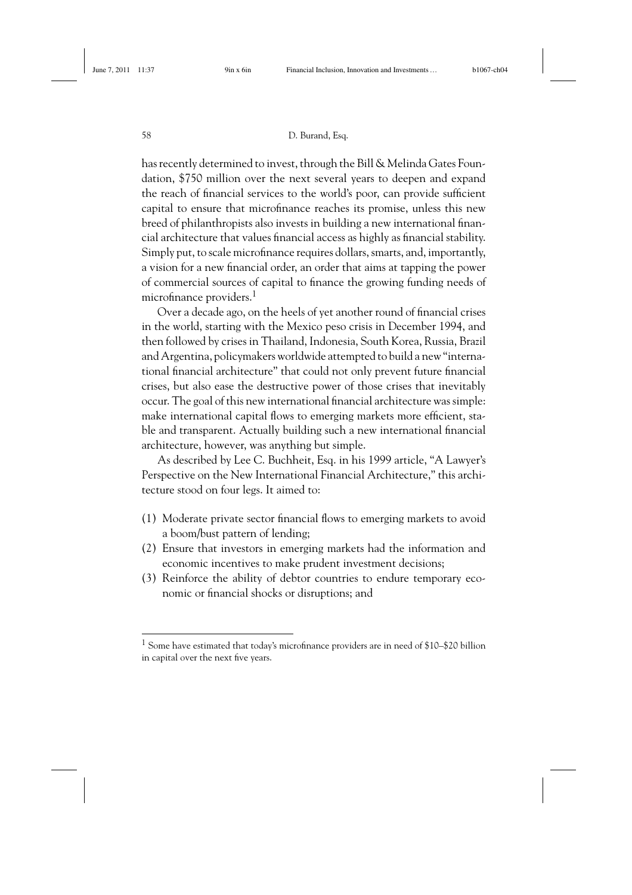has recently determined to invest, through the Bill & Melinda Gates Foundation, $750 million over the next several years to deepen and expand the reach of financial services to the world's poor, can provide sufficient capital to ensure that microfinance reaches its promise, unless this new breed of philanthropists also invests in building a new international financial architecture that values financial access as highly as financial stability. Simply put, to scale microfinance requires dollars, smarts, and, importantly, a vision for a new financial order, an order that aims at tapping the power of commercial sources of capital to finance the growing funding needs of microfinance providers.[1]

Over a decade ago, on the heels of yet another round of financial crises in the world, starting with the Mexico peso crisis in December 1994, and then followed by crises in Thailand, Indonesia, South Korea, Russia, Brazil and Argentina, policymakers worldwide attempted to build a new "international financial architecture" that could not only prevent future financial crises, but also ease the destructive power of those crises that inevitably occur. The goal of this new international financial architecture was simple: make international capital flows to emerging markets more efficient, stable and transparent. Actually building such a new international financial architecture, however, was anything but simple.

As described by Lee C. Buchheit, Esq. in his 1999 article, "A Lawyer's Perspective on the New International Financial Architecture," this architecture stood on four legs. It aimed to:

(1) Moderate private sector financial flows to emerging markets to avoid a boom/bust pattern of lending;
(2) Ensure that investors in emerging markets had the information and economic incentives to make prudent investment decisions;
(3) Reinforce the ability of debtor countries to endure temporary economic or financial shocks or disruptions; and

---

[1] Some have estimated that today's microfinance providers are in need of $10–$20 billion in capital over the next five years.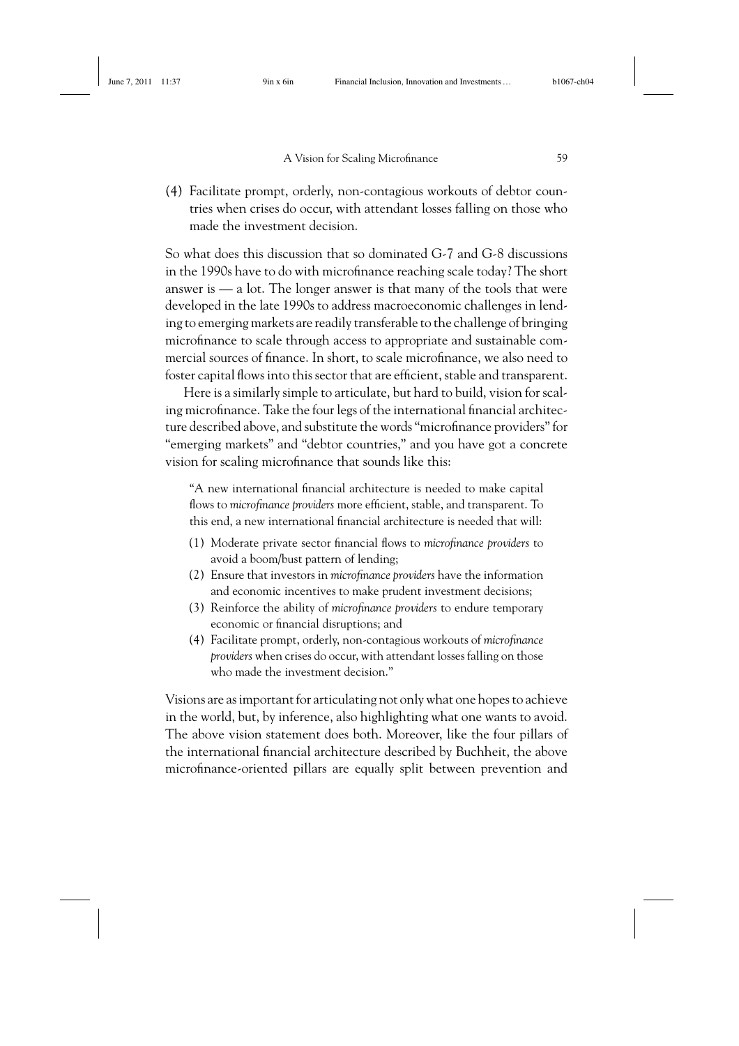(4) Facilitate prompt, orderly, non-contagious workouts of debtor countries when crises do occur, with attendant losses falling on those who made the investment decision.

So what does this discussion that so dominated G-7 and G-8 discussions in the 1990s have to do with microfinance reaching scale today? The short answer is — a lot. The longer answer is that many of the tools that were developed in the late 1990s to address macroeconomic challenges in lending to emerging markets are readily transferable to the challenge of bringing microfinance to scale through access to appropriate and sustainable commercial sources of finance. In short, to scale microfinance, we also need to foster capital flows into this sector that are efficient, stable and transparent.

Here is a similarly simple to articulate, but hard to build, vision for scaling microfinance. Take the four legs of the international financial architecture described above, and substitute the words "microfinance providers" for "emerging markets" and "debtor countries," and you have got a concrete vision for scaling microfinance that sounds like this:

> "A new international financial architecture is needed to make capital flows to *microfinance providers* more efficient, stable, and transparent. To this end, a new international financial architecture is needed that will:
>
> (1) Moderate private sector financial flows to *microfinance providers* to avoid a boom/bust pattern of lending;
> (2) Ensure that investors in *microfinance providers* have the information and economic incentives to make prudent investment decisions;
> (3) Reinforce the ability of *microfinance providers* to endure temporary economic or financial disruptions; and
> (4) Facilitate prompt, orderly, non-contagious workouts of *microfinance providers* when crises do occur, with attendant losses falling on those who made the investment decision."

Visions are as important for articulating not only what one hopes to achieve in the world, but, by inference, also highlighting what one wants to avoid. The above vision statement does both. Moreover, like the four pillars of the international financial architecture described by Buchheit, the above microfinance-oriented pillars are equally split between prevention and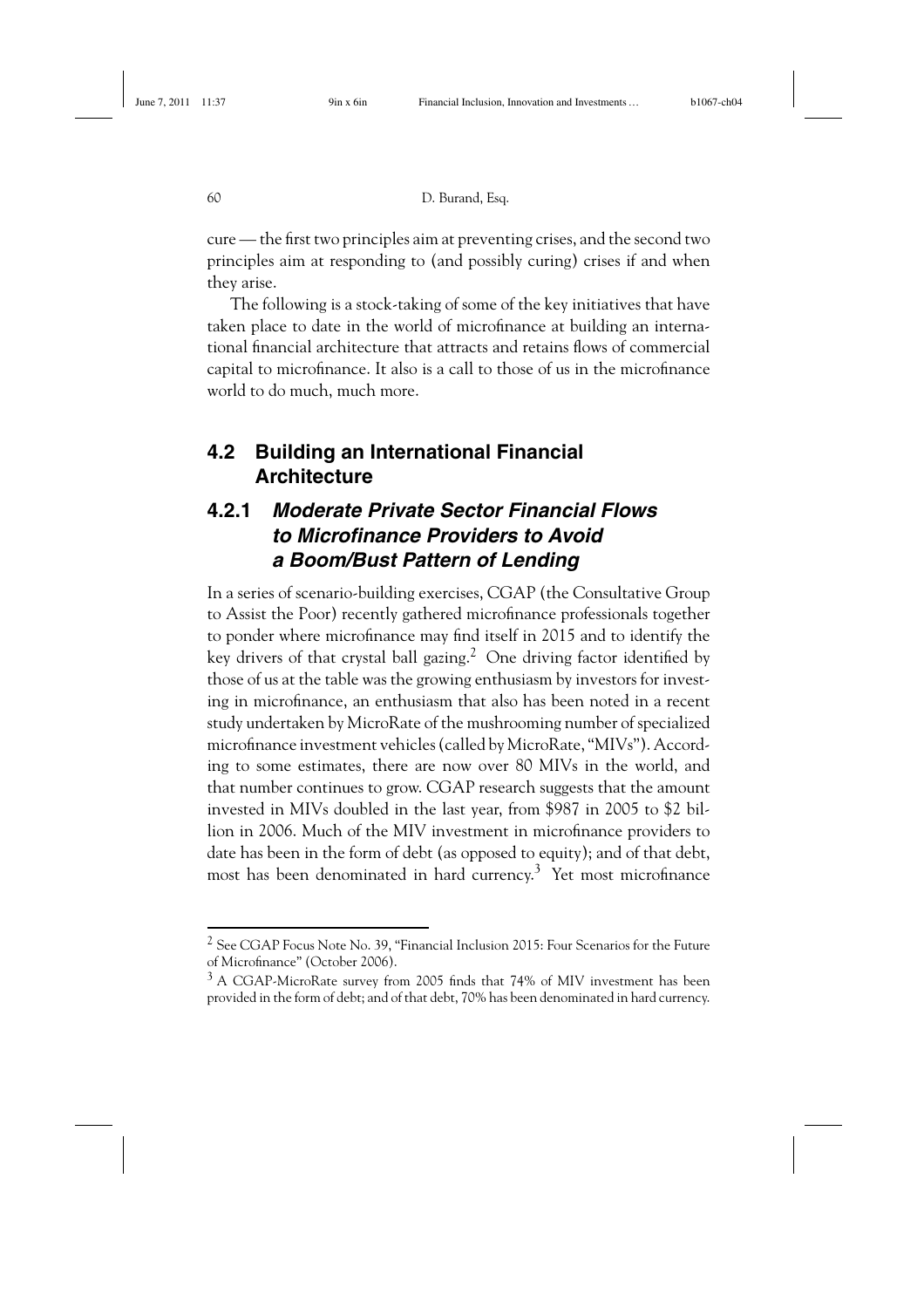cure — the first two principles aim at preventing crises, and the second two principles aim at responding to (and possibly curing) crises if and when they arise.

The following is a stock-taking of some of the key initiatives that have taken place to date in the world of microfinance at building an international financial architecture that attracts and retains flows of commercial capital to microfinance. It also is a call to those of us in the microfinance world to do much, much more.

## 4.2 Building an International Financial Architecture

### 4.2.1 *Moderate Private Sector Financial Flows to Microfinance Providers to Avoid a Boom/Bust Pattern of Lending*

In a series of scenario-building exercises, CGAP (the Consultative Group to Assist the Poor) recently gathered microfinance professionals together to ponder where microfinance may find itself in 2015 and to identify the key drivers of that crystal ball gazing.[2] One driving factor identified by those of us at the table was the growing enthusiasm by investors for investing in microfinance, an enthusiasm that also has been noted in a recent study undertaken by MicroRate of the mushrooming number of specialized microfinance investment vehicles (called by MicroRate, "MIVs"). According to some estimates, there are now over 80 MIVs in the world, and that number continues to grow. CGAP research suggests that the amount invested in MIVs doubled in the last year, from $987 in 2005 to $2 billion in 2006. Much of the MIV investment in microfinance providers to date has been in the form of debt (as opposed to equity); and of that debt, most has been denominated in hard currency.[3] Yet most microfinance

---

[2] See CGAP Focus Note No. 39, "Financial Inclusion 2015: Four Scenarios for the Future of Microfinance" (October 2006).

[3] A CGAP-MicroRate survey from 2005 finds that 74% of MIV investment has been provided in the form of debt; and of that debt, 70% has been denominated in hard currency.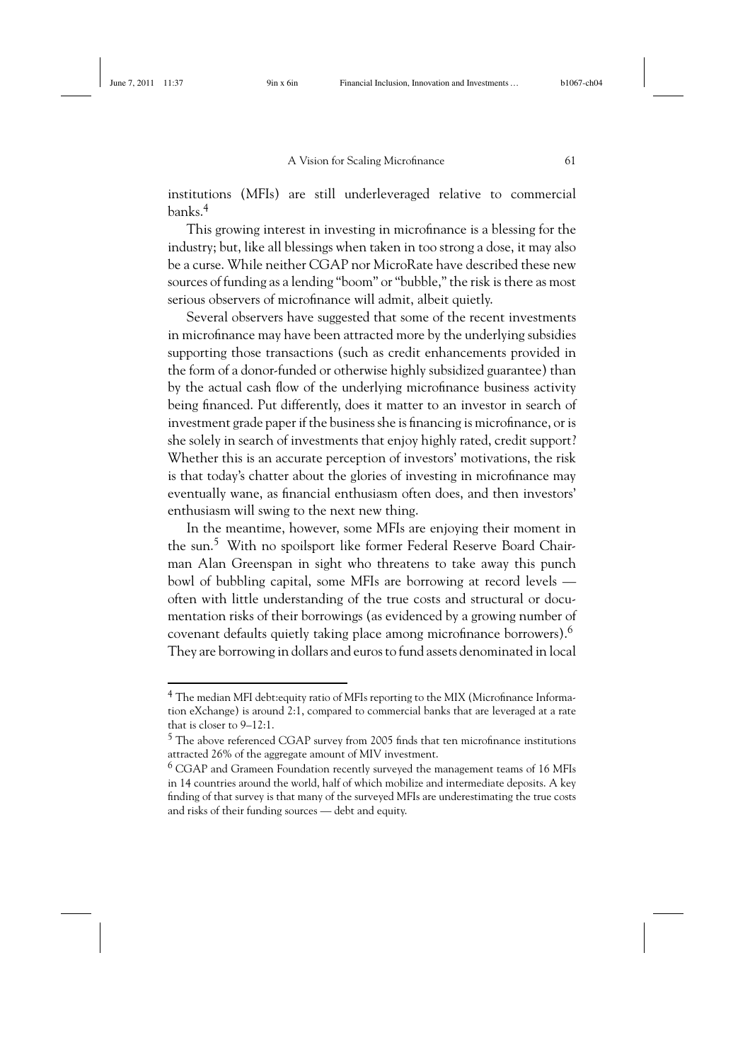institutions (MFIs) are still underleveraged relative to commercial banks.[4]

This growing interest in investing in microfinance is a blessing for the industry; but, like all blessings when taken in too strong a dose, it may also be a curse. While neither CGAP nor MicroRate have described these new sources of funding as a lending "boom" or "bubble," the risk is there as most serious observers of microfinance will admit, albeit quietly.

Several observers have suggested that some of the recent investments in microfinance may have been attracted more by the underlying subsidies supporting those transactions (such as credit enhancements provided in the form of a donor-funded or otherwise highly subsidized guarantee) than by the actual cash flow of the underlying microfinance business activity being financed. Put differently, does it matter to an investor in search of investment grade paper if the business she is financing is microfinance, or is she solely in search of investments that enjoy highly rated, credit support? Whether this is an accurate perception of investors' motivations, the risk is that today's chatter about the glories of investing in microfinance may eventually wane, as financial enthusiasm often does, and then investors' enthusiasm will swing to the next new thing.

In the meantime, however, some MFIs are enjoying their moment in the sun.[5] With no spoilsport like former Federal Reserve Board Chairman Alan Greenspan in sight who threatens to take away this punch bowl of bubbling capital, some MFIs are borrowing at record levels — often with little understanding of the true costs and structural or documentation risks of their borrowings (as evidenced by a growing number of covenant defaults quietly taking place among microfinance borrowers).[6] They are borrowing in dollars and euros to fund assets denominated in local

---

[4] The median MFI debt:equity ratio of MFIs reporting to the MIX (Microfinance Information eXchange) is around 2:1, compared to commercial banks that are leveraged at a rate that is closer to 9–12:1.

[5] The above referenced CGAP survey from 2005 finds that ten microfinance institutions attracted 26% of the aggregate amount of MIV investment.

[6] CGAP and Grameen Foundation recently surveyed the management teams of 16 MFIs in 14 countries around the world, half of which mobilize and intermediate deposits. A key finding of that survey is that many of the surveyed MFIs are underestimating the true costs and risks of their funding sources — debt and equity.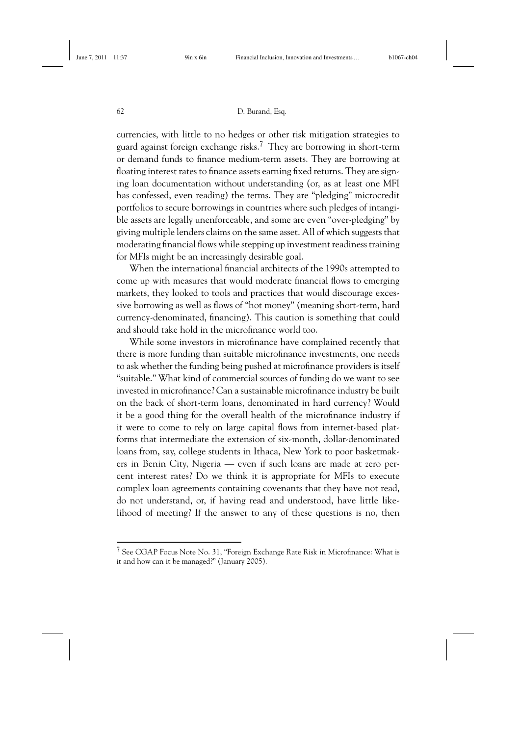currencies, with little to no hedges or other risk mitigation strategies to guard against foreign exchange risks.[7] They are borrowing in short-term or demand funds to finance medium-term assets. They are borrowing at floating interest rates to finance assets earning fixed returns. They are signing loan documentation without understanding (or, as at least one MFI has confessed, even reading) the terms. They are "pledging" microcredit portfolios to secure borrowings in countries where such pledges of intangible assets are legally unenforceable, and some are even "over-pledging" by giving multiple lenders claims on the same asset. All of which suggests that moderating financial flows while stepping up investment readiness training for MFIs might be an increasingly desirable goal.

When the international financial architects of the 1990s attempted to come up with measures that would moderate financial flows to emerging markets, they looked to tools and practices that would discourage excessive borrowing as well as flows of "hot money" (meaning short-term, hard currency-denominated, financing). This caution is something that could and should take hold in the microfinance world too.

While some investors in microfinance have complained recently that there is more funding than suitable microfinance investments, one needs to ask whether the funding being pushed at microfinance providers is itself "suitable." What kind of commercial sources of funding do we want to see invested in microfinance? Can a sustainable microfinance industry be built on the back of short-term loans, denominated in hard currency? Would it be a good thing for the overall health of the microfinance industry if it were to come to rely on large capital flows from internet-based platforms that intermediate the extension of six-month, dollar-denominated loans from, say, college students in Ithaca, New York to poor basketmakers in Benin City, Nigeria — even if such loans are made at zero percent interest rates? Do we think it is appropriate for MFIs to execute complex loan agreements containing covenants that they have not read, do not understand, or, if having read and understood, have little likelihood of meeting? If the answer to any of these questions is no, then

---

[7] See CGAP Focus Note No. 31, "Foreign Exchange Rate Risk in Microfinance: What is it and how can it be managed?" (January 2005).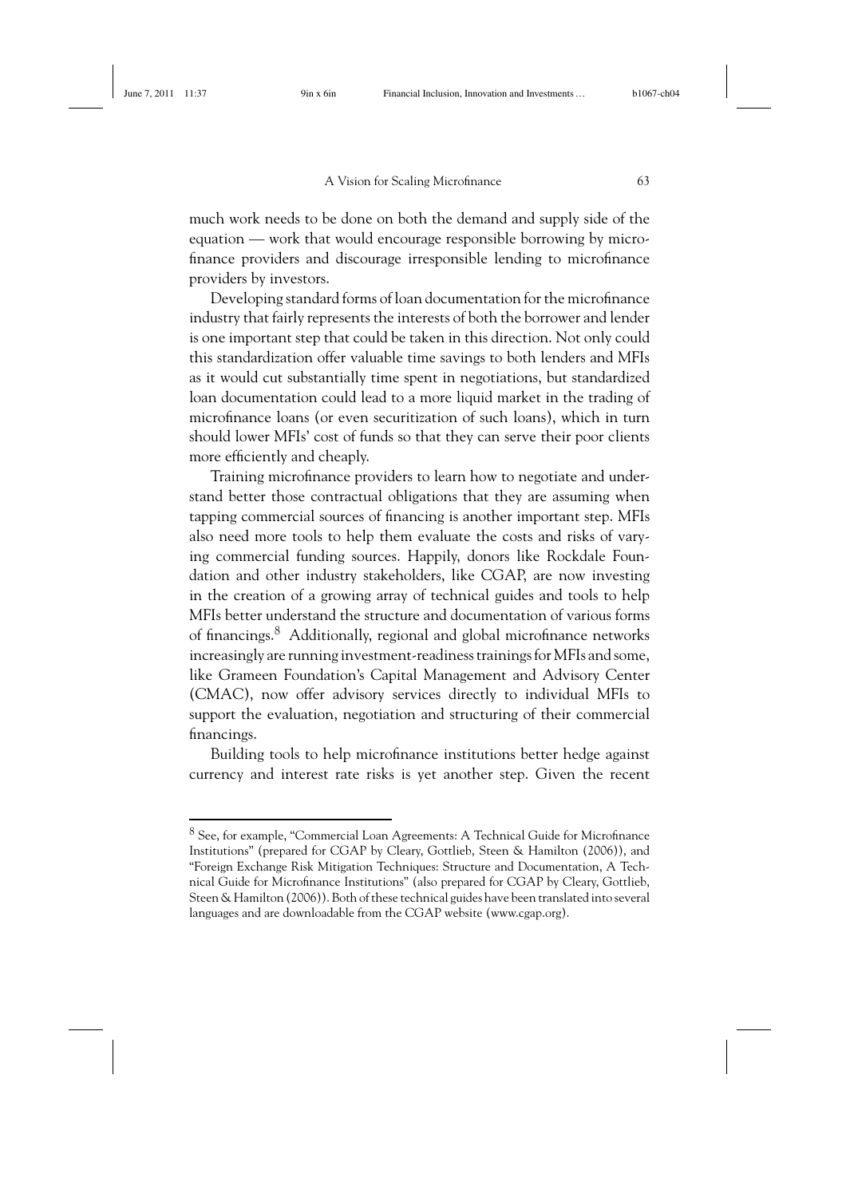much work needs to be done on both the demand and supply side of the equation — work that would encourage responsible borrowing by microfinance providers and discourage irresponsible lending to microfinance providers by investors.

Developing standard forms of loan documentation for the microfinance industry that fairly represents the interests of both the borrower and lender is one important step that could be taken in this direction. Not only could this standardization offer valuable time savings to both lenders and MFIs as it would cut substantially time spent in negotiations, but standardized loan documentation could lead to a more liquid market in the trading of microfinance loans (or even securitization of such loans), which in turn should lower MFIs' cost of funds so that they can serve their poor clients more efficiently and cheaply.

Training microfinance providers to learn how to negotiate and understand better those contractual obligations that they are assuming when tapping commercial sources of financing is another important step. MFIs also need more tools to help them evaluate the costs and risks of varying commercial funding sources. Happily, donors like Rockdale Foundation and other industry stakeholders, like CGAP, are now investing in the creation of a growing array of technical guides and tools to help MFIs better understand the structure and documentation of various forms of financings.[8] Additionally, regional and global microfinance networks increasingly are running investment-readiness trainings for MFIs and some, like Grameen Foundation's Capital Management and Advisory Center (CMAC), now offer advisory services directly to individual MFIs to support the evaluation, negotiation and structuring of their commercial financings.

Building tools to help microfinance institutions better hedge against currency and interest rate risks is yet another step. Given the recent

[8] See, for example, "Commercial Loan Agreements: A Technical Guide for Microfinance Institutions" (prepared for CGAP by Cleary, Gottlieb, Steen & Hamilton (2006)), and "Foreign Exchange Risk Mitigation Techniques: Structure and Documentation, A Technical Guide for Microfinance Institutions" (also prepared for CGAP by Cleary, Gottlieb, Steen & Hamilton (2006)). Both of these technical guides have been translated into several languages and are downloadable from the CGAP website (www.cgap.org).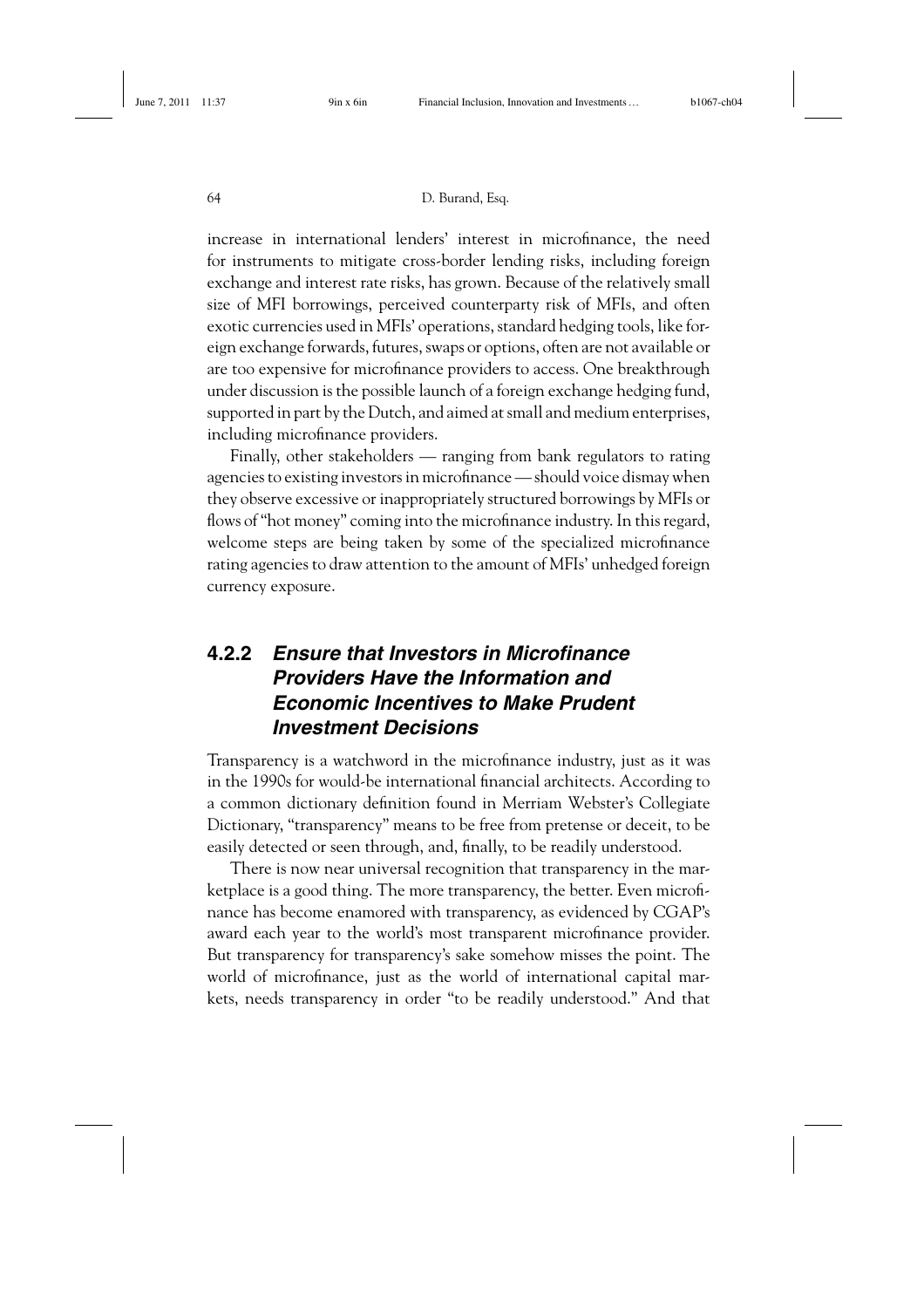increase in international lenders' interest in microfinance, the need for instruments to mitigate cross-border lending risks, including foreign exchange and interest rate risks, has grown. Because of the relatively small size of MFI borrowings, perceived counterparty risk of MFIs, and often exotic currencies used in MFIs' operations, standard hedging tools, like foreign exchange forwards, futures, swaps or options, often are not available or are too expensive for microfinance providers to access. One breakthrough under discussion is the possible launch of a foreign exchange hedging fund, supported in part by the Dutch, and aimed at small and medium enterprises, including microfinance providers.

Finally, other stakeholders — ranging from bank regulators to rating agencies to existing investors in microfinance — should voice dismay when they observe excessive or inappropriately structured borrowings by MFIs or flows of "hot money" coming into the microfinance industry. In this regard, welcome steps are being taken by some of the specialized microfinance rating agencies to draw attention to the amount of MFIs' unhedged foreign currency exposure.

### 4.2.2 *Ensure that Investors in Microfinance Providers Have the Information and Economic Incentives to Make Prudent Investment Decisions*

Transparency is a watchword in the microfinance industry, just as it was in the 1990s for would-be international financial architects. According to a common dictionary definition found in Merriam Webster's Collegiate Dictionary, "transparency" means to be free from pretense or deceit, to be easily detected or seen through, and, finally, to be readily understood.

There is now near universal recognition that transparency in the marketplace is a good thing. The more transparency, the better. Even microfinance has become enamored with transparency, as evidenced by CGAP's award each year to the world's most transparent microfinance provider. But transparency for transparency's sake somehow misses the point. The world of microfinance, just as the world of international capital markets, needs transparency in order "to be readily understood." And that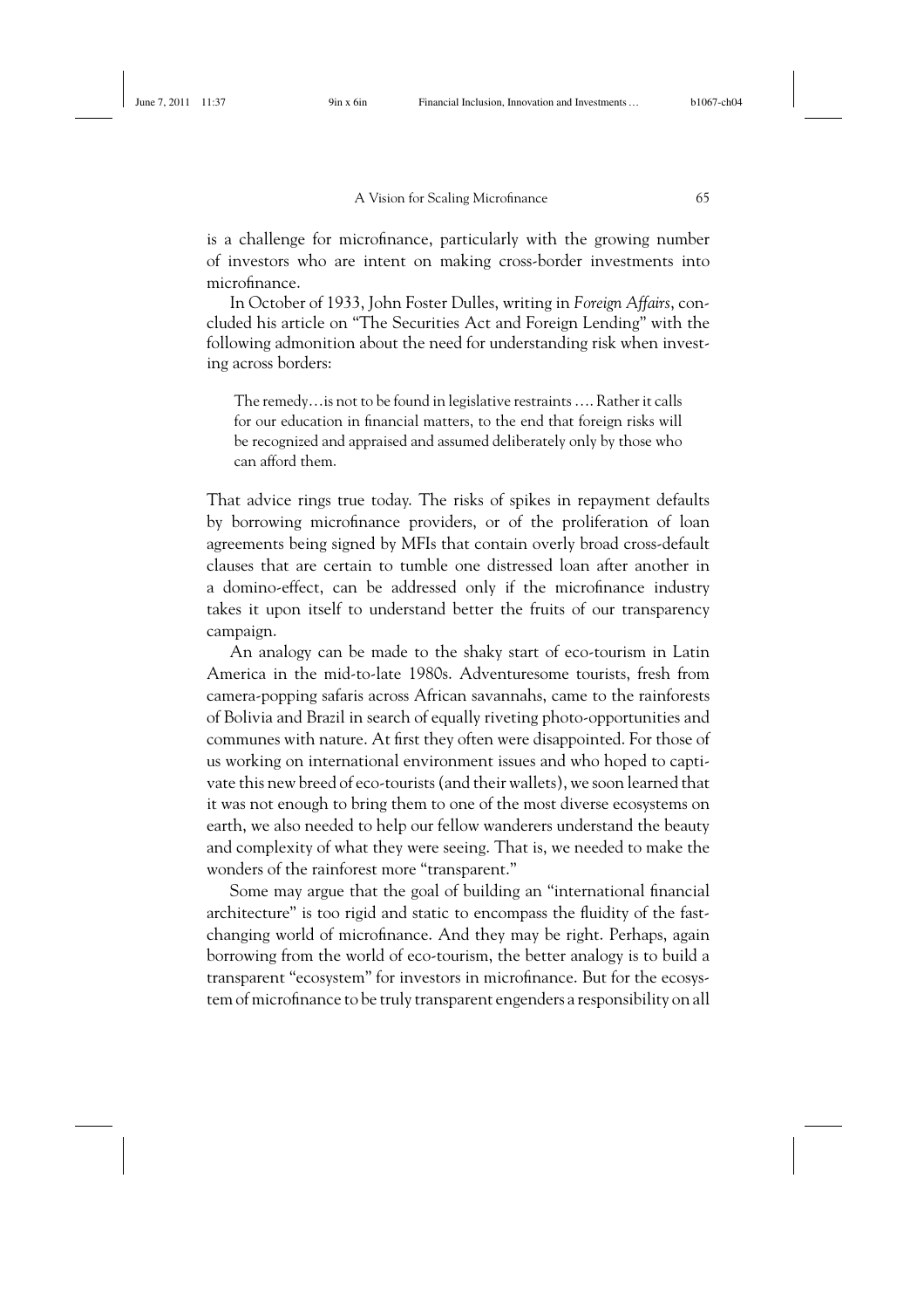is a challenge for microfinance, particularly with the growing number of investors who are intent on making cross-border investments into microfinance.

In October of 1933, John Foster Dulles, writing in *Foreign Affairs*, concluded his article on "The Securities Act and Foreign Lending" with the following admonition about the need for understanding risk when investing across borders:

> The remedy…is not to be found in legislative restraints …. Rather it calls for our education in financial matters, to the end that foreign risks will be recognized and appraised and assumed deliberately only by those who can afford them.

That advice rings true today. The risks of spikes in repayment defaults by borrowing microfinance providers, or of the proliferation of loan agreements being signed by MFIs that contain overly broad cross-default clauses that are certain to tumble one distressed loan after another in a domino-effect, can be addressed only if the microfinance industry takes it upon itself to understand better the fruits of our transparency campaign.

An analogy can be made to the shaky start of eco-tourism in Latin America in the mid-to-late 1980s. Adventuresome tourists, fresh from camera-popping safaris across African savannahs, came to the rainforests of Bolivia and Brazil in search of equally riveting photo-opportunities and communes with nature. At first they often were disappointed. For those of us working on international environment issues and who hoped to captivate this new breed of eco-tourists (and their wallets), we soon learned that it was not enough to bring them to one of the most diverse ecosystems on earth, we also needed to help our fellow wanderers understand the beauty and complexity of what they were seeing. That is, we needed to make the wonders of the rainforest more "transparent."

Some may argue that the goal of building an "international financial architecture" is too rigid and static to encompass the fluidity of the fast-changing world of microfinance. And they may be right. Perhaps, again borrowing from the world of eco-tourism, the better analogy is to build a transparent "ecosystem" for investors in microfinance. But for the ecosystem of microfinance to be truly transparent engenders a responsibility on all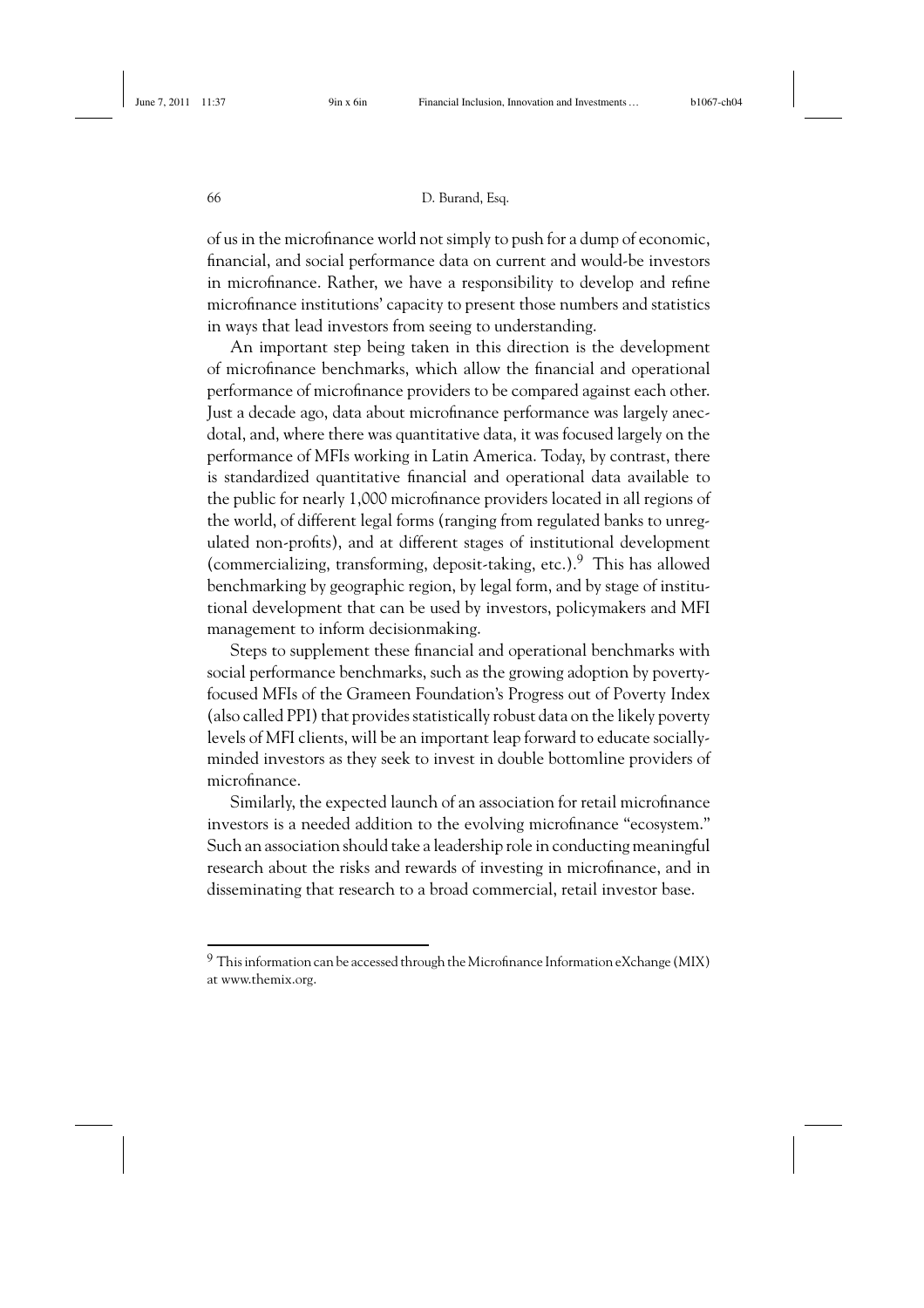of us in the microfinance world not simply to push for a dump of economic, financial, and social performance data on current and would-be investors in microfinance. Rather, we have a responsibility to develop and refine microfinance institutions' capacity to present those numbers and statistics in ways that lead investors from seeing to understanding.

An important step being taken in this direction is the development of microfinance benchmarks, which allow the financial and operational performance of microfinance providers to be compared against each other. Just a decade ago, data about microfinance performance was largely anecdotal, and, where there was quantitative data, it was focused largely on the performance of MFIs working in Latin America. Today, by contrast, there is standardized quantitative financial and operational data available to the public for nearly 1,000 microfinance providers located in all regions of the world, of different legal forms (ranging from regulated banks to unregulated non-profits), and at different stages of institutional development (commercializing, transforming, deposit-taking, etc.).[9] This has allowed benchmarking by geographic region, by legal form, and by stage of institutional development that can be used by investors, policymakers and MFI management to inform decisionmaking.

Steps to supplement these financial and operational benchmarks with social performance benchmarks, such as the growing adoption by poverty-focused MFIs of the Grameen Foundation's Progress out of Poverty Index (also called PPI) that provides statistically robust data on the likely poverty levels of MFI clients, will be an important leap forward to educate socially-minded investors as they seek to invest in double bottomline providers of microfinance.

Similarly, the expected launch of an association for retail microfinance investors is a needed addition to the evolving microfinance "ecosystem." Such an association should take a leadership role in conducting meaningful research about the risks and rewards of investing in microfinance, and in disseminating that research to a broad commercial, retail investor base.

---

[9] This information can be accessed through the Microfinance Information eXchange (MIX) at www.themix.org.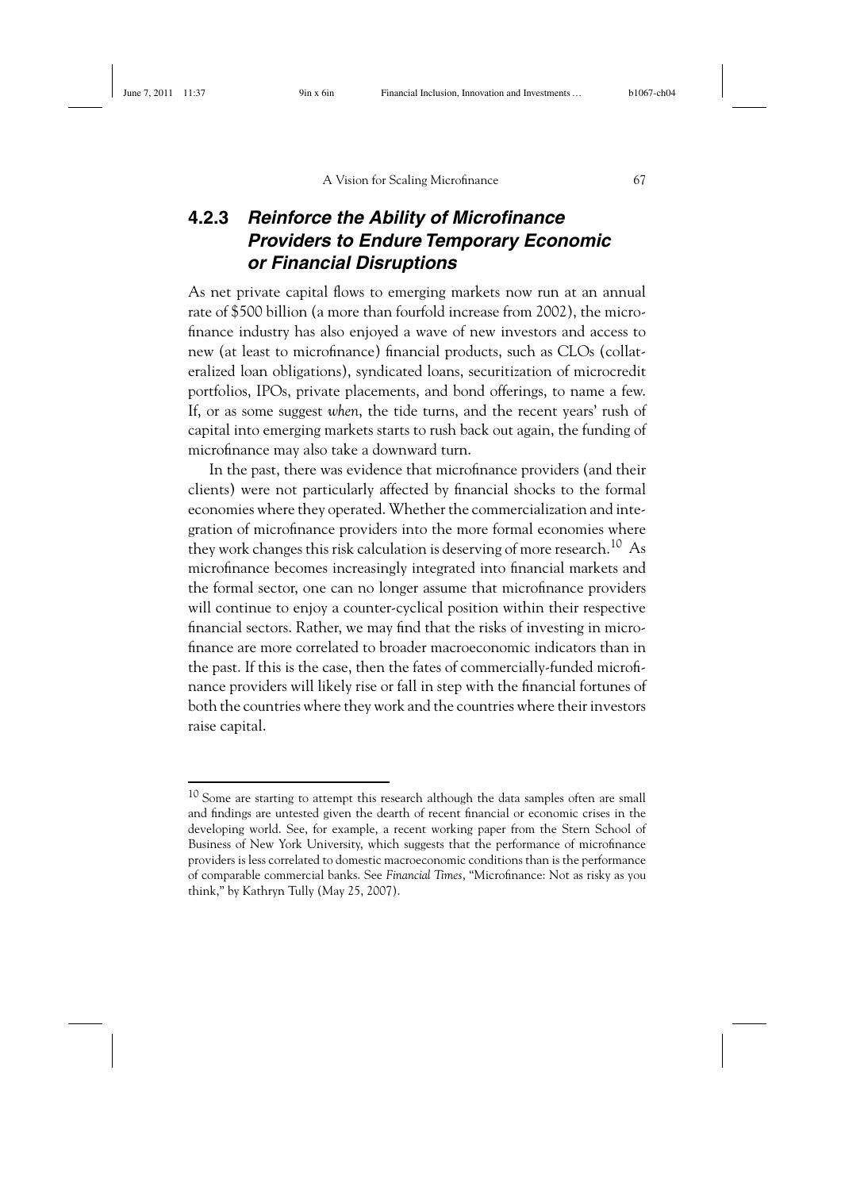### 4.2.3 *Reinforce the Ability of Microfinance Providers to Endure Temporary Economic or Financial Disruptions*

As net private capital flows to emerging markets now run at an annual rate of $500 billion (a more than fourfold increase from 2002), the microfinance industry has also enjoyed a wave of new investors and access to new (at least to microfinance) financial products, such as CLOs (collateralized loan obligations), syndicated loans, securitization of microcredit portfolios, IPOs, private placements, and bond offerings, to name a few. If, or as some suggest *when*, the tide turns, and the recent years' rush of capital into emerging markets starts to rush back out again, the funding of microfinance may also take a downward turn.

In the past, there was evidence that microfinance providers (and their clients) were not particularly affected by financial shocks to the formal economies where they operated. Whether the commercialization and integration of microfinance providers into the more formal economies where they work changes this risk calculation is deserving of more research.[10] As microfinance becomes increasingly integrated into financial markets and the formal sector, one can no longer assume that microfinance providers will continue to enjoy a counter-cyclical position within their respective financial sectors. Rather, we may find that the risks of investing in microfinance are more correlated to broader macroeconomic indicators than in the past. If this is the case, then the fates of commercially-funded microfinance providers will likely rise or fall in step with the financial fortunes of both the countries where they work and the countries where their investors raise capital.

---

[10] Some are starting to attempt this research although the data samples often are small and findings are untested given the dearth of recent financial or economic crises in the developing world. See, for example, a recent working paper from the Stern School of Business of New York University, which suggests that the performance of microfinance providers is less correlated to domestic macroeconomic conditions than is the performance of comparable commercial banks. See *Financial Times*, "Microfinance: Not as risky as you think," by Kathryn Tully (May 25, 2007).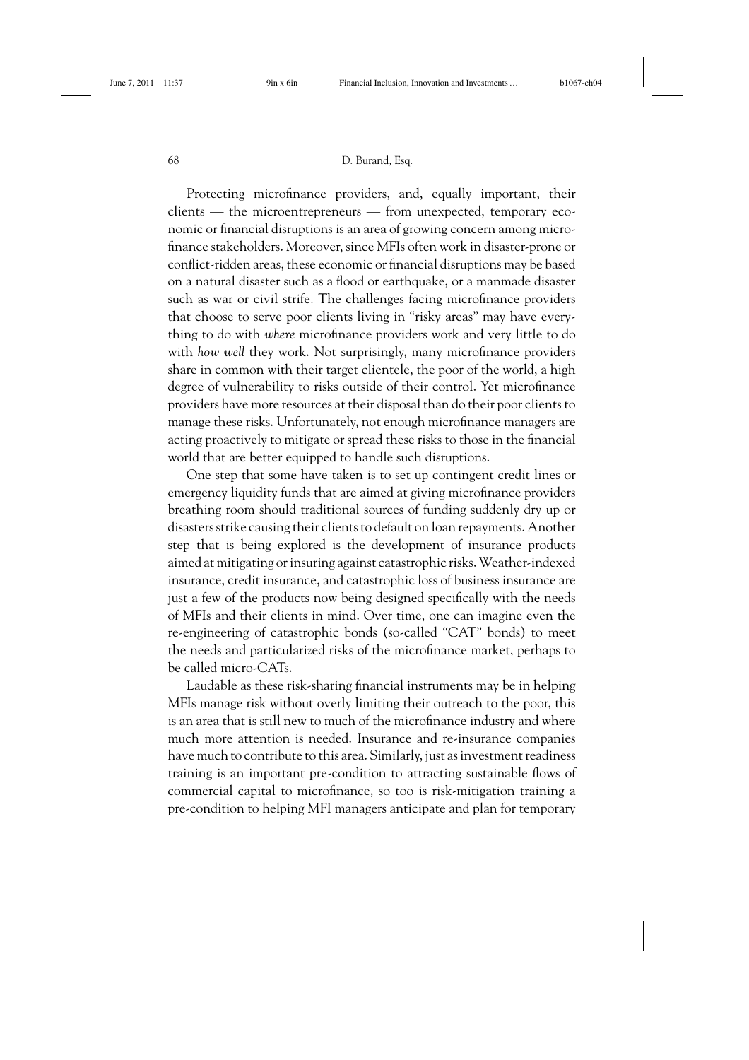Protecting microfinance providers, and, equally important, their clients — the microentrepreneurs — from unexpected, temporary economic or financial disruptions is an area of growing concern among microfinance stakeholders. Moreover, since MFIs often work in disaster-prone or conflict-ridden areas, these economic or financial disruptions may be based on a natural disaster such as a flood or earthquake, or a manmade disaster such as war or civil strife. The challenges facing microfinance providers that choose to serve poor clients living in "risky areas" may have everything to do with *where* microfinance providers work and very little to do with *how well* they work. Not surprisingly, many microfinance providers share in common with their target clientele, the poor of the world, a high degree of vulnerability to risks outside of their control. Yet microfinance providers have more resources at their disposal than do their poor clients to manage these risks. Unfortunately, not enough microfinance managers are acting proactively to mitigate or spread these risks to those in the financial world that are better equipped to handle such disruptions.

One step that some have taken is to set up contingent credit lines or emergency liquidity funds that are aimed at giving microfinance providers breathing room should traditional sources of funding suddenly dry up or disasters strike causing their clients to default on loan repayments. Another step that is being explored is the development of insurance products aimed at mitigating or insuring against catastrophic risks. Weather-indexed insurance, credit insurance, and catastrophic loss of business insurance are just a few of the products now being designed specifically with the needs of MFIs and their clients in mind. Over time, one can imagine even the re-engineering of catastrophic bonds (so-called "CAT" bonds) to meet the needs and particularized risks of the microfinance market, perhaps to be called micro-CATs.

Laudable as these risk-sharing financial instruments may be in helping MFIs manage risk without overly limiting their outreach to the poor, this is an area that is still new to much of the microfinance industry and where much more attention is needed. Insurance and re-insurance companies have much to contribute to this area. Similarly, just as investment readiness training is an important pre-condition to attracting sustainable flows of commercial capital to microfinance, so too is risk-mitigation training a pre-condition to helping MFI managers anticipate and plan for temporary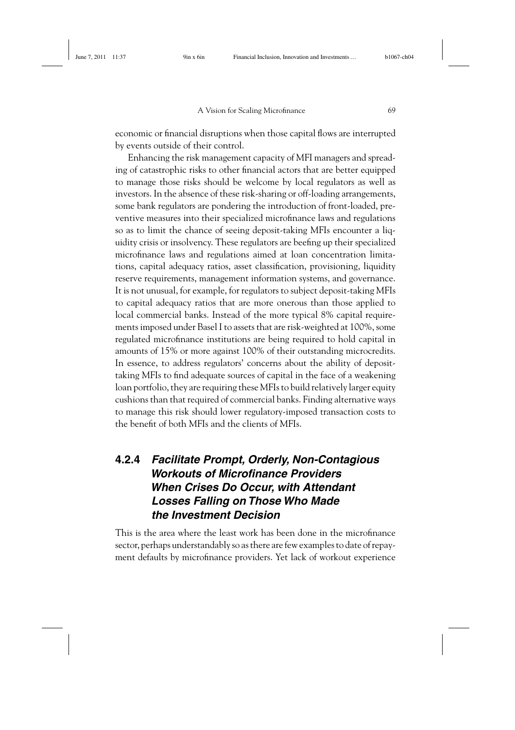economic or financial disruptions when those capital flows are interrupted by events outside of their control.

Enhancing the risk management capacity of MFI managers and spreading of catastrophic risks to other financial actors that are better equipped to manage those risks should be welcome by local regulators as well as investors. In the absence of these risk-sharing or off-loading arrangements, some bank regulators are pondering the introduction of front-loaded, preventive measures into their specialized microfinance laws and regulations so as to limit the chance of seeing deposit-taking MFIs encounter a liquidity crisis or insolvency. These regulators are beefing up their specialized microfinance laws and regulations aimed at loan concentration limitations, capital adequacy ratios, asset classification, provisioning, liquidity reserve requirements, management information systems, and governance. It is not unusual, for example, for regulators to subject deposit-taking MFIs to capital adequacy ratios that are more onerous than those applied to local commercial banks. Instead of the more typical 8% capital requirements imposed under Basel I to assets that are risk-weighted at 100%, some regulated microfinance institutions are being required to hold capital in amounts of 15% or more against 100% of their outstanding microcredits. In essence, to address regulators' concerns about the ability of deposit-taking MFIs to find adequate sources of capital in the face of a weakening loan portfolio, they are requiring these MFIs to build relatively larger equity cushions than that required of commercial banks. Finding alternative ways to manage this risk should lower regulatory-imposed transaction costs to the benefit of both MFIs and the clients of MFIs.

### 4.2.4 *Facilitate Prompt, Orderly, Non-Contagious Workouts of Microfinance Providers When Crises Do Occur, with Attendant Losses Falling on Those Who Made the Investment Decision*

This is the area where the least work has been done in the microfinance sector, perhaps understandably so as there are few examples to date of repayment defaults by microfinance providers. Yet lack of workout experience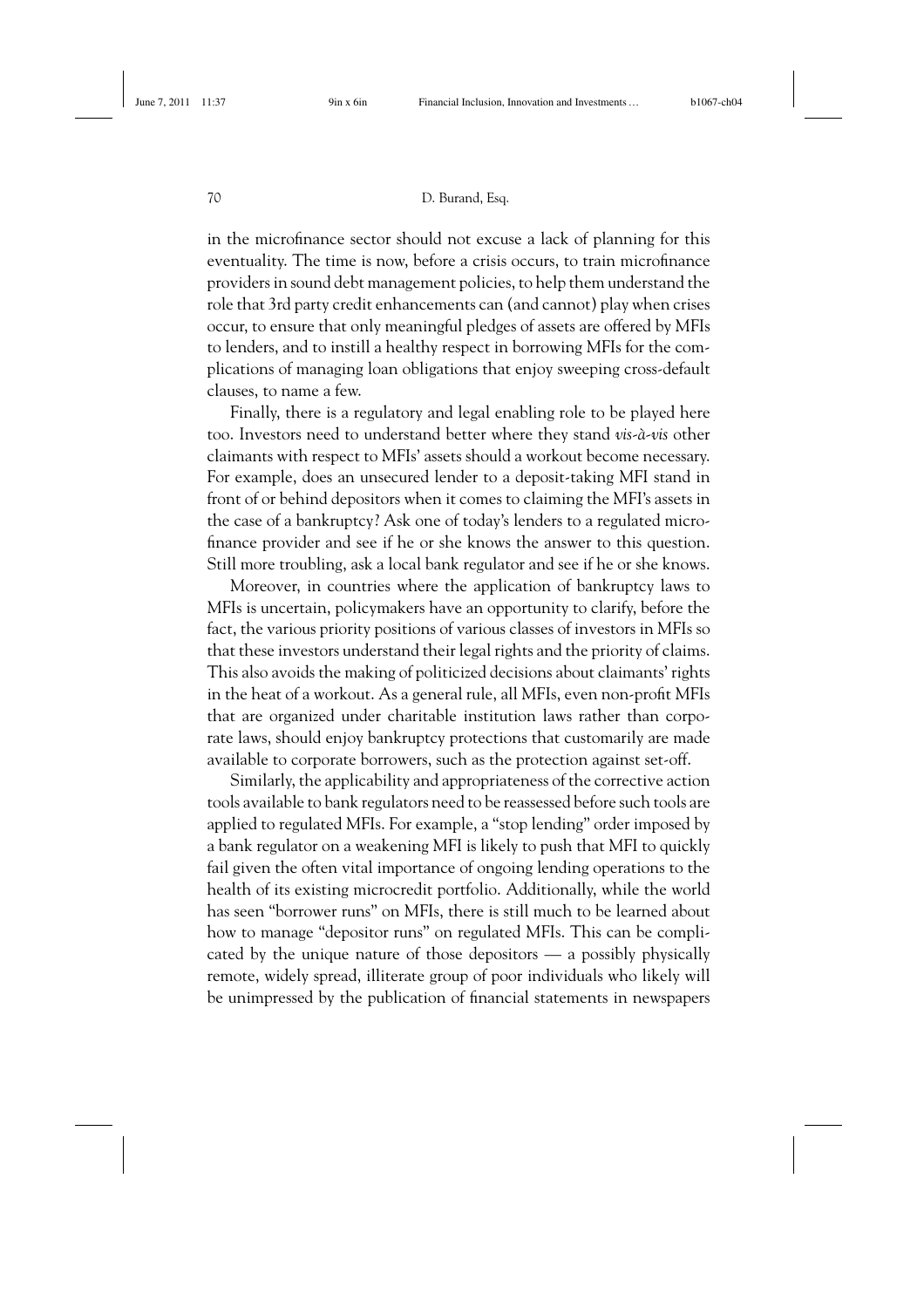in the microfinance sector should not excuse a lack of planning for this eventuality. The time is now, before a crisis occurs, to train microfinance providers in sound debt management policies, to help them understand the role that 3rd party credit enhancements can (and cannot) play when crises occur, to ensure that only meaningful pledges of assets are offered by MFIs to lenders, and to instill a healthy respect in borrowing MFIs for the complications of managing loan obligations that enjoy sweeping cross-default clauses, to name a few.

Finally, there is a regulatory and legal enabling role to be played here too. Investors need to understand better where they stand *vis-à-vis* other claimants with respect to MFIs' assets should a workout become necessary. For example, does an unsecured lender to a deposit-taking MFI stand in front of or behind depositors when it comes to claiming the MFI's assets in the case of a bankruptcy? Ask one of today's lenders to a regulated microfinance provider and see if he or she knows the answer to this question. Still more troubling, ask a local bank regulator and see if he or she knows.

Moreover, in countries where the application of bankruptcy laws to MFIs is uncertain, policymakers have an opportunity to clarify, before the fact, the various priority positions of various classes of investors in MFIs so that these investors understand their legal rights and the priority of claims. This also avoids the making of politicized decisions about claimants' rights in the heat of a workout. As a general rule, all MFIs, even non-profit MFIs that are organized under charitable institution laws rather than corporate laws, should enjoy bankruptcy protections that customarily are made available to corporate borrowers, such as the protection against set-off.

Similarly, the applicability and appropriateness of the corrective action tools available to bank regulators need to be reassessed before such tools are applied to regulated MFIs. For example, a "stop lending" order imposed by a bank regulator on a weakening MFI is likely to push that MFI to quickly fail given the often vital importance of ongoing lending operations to the health of its existing microcredit portfolio. Additionally, while the world has seen "borrower runs" on MFIs, there is still much to be learned about how to manage "depositor runs" on regulated MFIs. This can be complicated by the unique nature of those depositors — a possibly physically remote, widely spread, illiterate group of poor individuals who likely will be unimpressed by the publication of financial statements in newspapers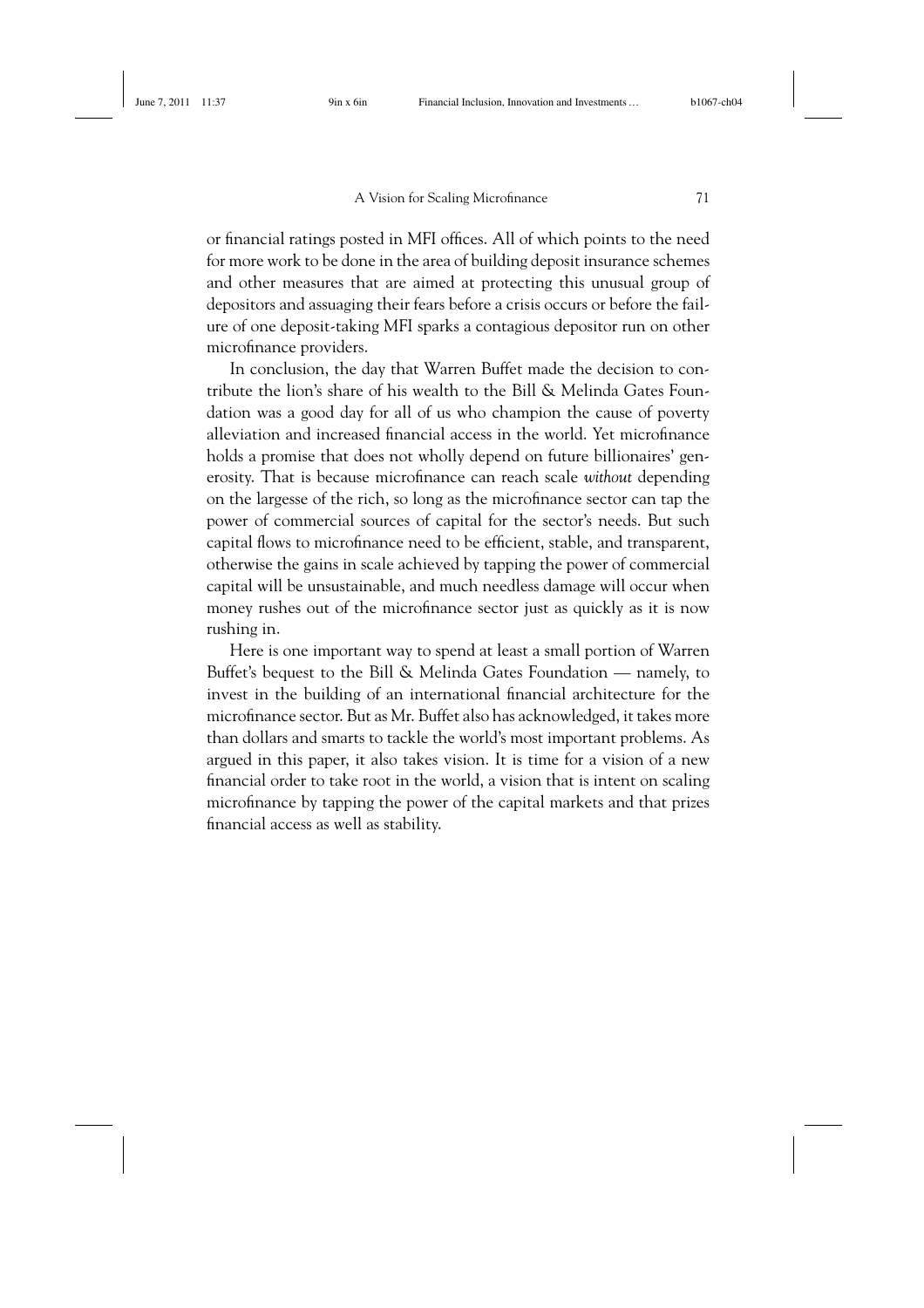or financial ratings posted in MFI offices. All of which points to the need for more work to be done in the area of building deposit insurance schemes and other measures that are aimed at protecting this unusual group of depositors and assuaging their fears before a crisis occurs or before the failure of one deposit-taking MFI sparks a contagious depositor run on other microfinance providers.

In conclusion, the day that Warren Buffet made the decision to contribute the lion's share of his wealth to the Bill & Melinda Gates Foundation was a good day for all of us who champion the cause of poverty alleviation and increased financial access in the world. Yet microfinance holds a promise that does not wholly depend on future billionaires' generosity. That is because microfinance can reach scale *without* depending on the largesse of the rich, so long as the microfinance sector can tap the power of commercial sources of capital for the sector's needs. But such capital flows to microfinance need to be efficient, stable, and transparent, otherwise the gains in scale achieved by tapping the power of commercial capital will be unsustainable, and much needless damage will occur when money rushes out of the microfinance sector just as quickly as it is now rushing in.

Here is one important way to spend at least a small portion of Warren Buffet's bequest to the Bill & Melinda Gates Foundation — namely, to invest in the building of an international financial architecture for the microfinance sector. But as Mr. Buffet also has acknowledged, it takes more than dollars and smarts to tackle the world's most important problems. As argued in this paper, it also takes vision. It is time for a vision of a new financial order to take root in the world, a vision that is intent on scaling microfinance by tapping the power of the capital markets and that prizes financial access as well as stability.